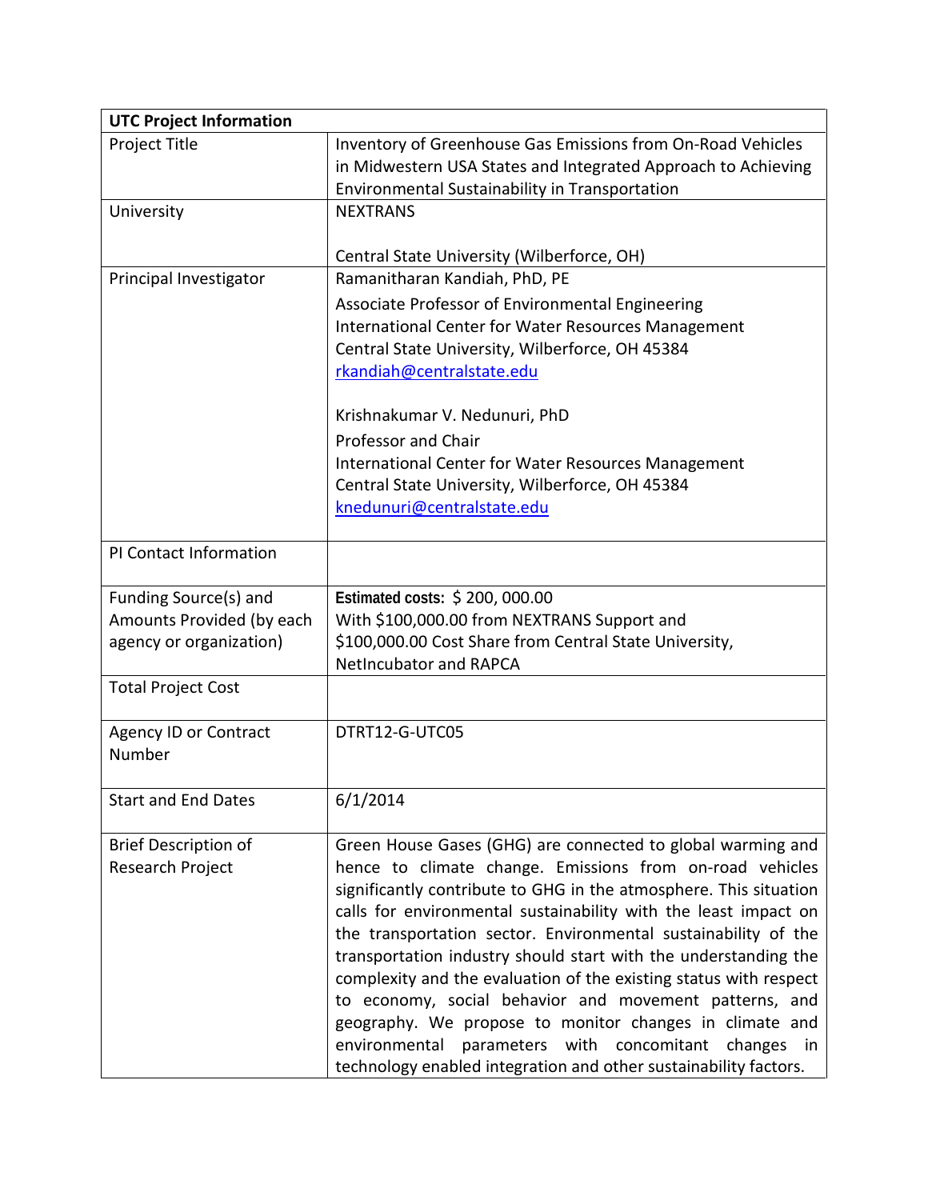| UTC Project Information | |
|---|---|
| Project Title | Inventory of Greenhouse Gas Emissions from On-Road Vehicles in Midwestern USA States and Integrated Approach to Achieving Environmental Sustainability in Transportation |
| University | NEXTRANS<br><br>Central State University (Wilberforce, OH) |
| Principal Investigator | Ramanitharan Kandiah, PhD, PE<br>Associate Professor of Environmental Engineering<br>International Center for Water Resources Management<br>Central State University, Wilberforce, OH 45384<br>rkandiah@centralstate.edu<br><br>Krishnakumar V. Nedunuri, PhD<br>Professor and Chair<br>International Center for Water Resources Management<br>Central State University, Wilberforce, OH 45384<br>knedunuri@centralstate.edu |
| PI Contact Information | |
| Funding Source(s) and Amounts Provided (by each agency or organization) | **Estimated costs:** $ 200, 000.00<br>With $100,000.00 from NEXTRANS Support and $100,000.00 Cost Share from Central State University, NetIncubator and RAPCA |
| Total Project Cost | |
| Agency ID or Contract Number | DTRT12-G-UTC05 |
| Start and End Dates | 6/1/2014 |
| Brief Description of Research Project | Green House Gases (GHG) are connected to global warming and hence to climate change. Emissions from on-road vehicles significantly contribute to GHG in the atmosphere. This situation calls for environmental sustainability with the least impact on the transportation sector. Environmental sustainability of the transportation industry should start with the understanding the complexity and the evaluation of the existing status with respect to economy, social behavior and movement patterns, and geography. We propose to monitor changes in climate and environmental parameters with concomitant changes in technology enabled integration and other sustainability factors. |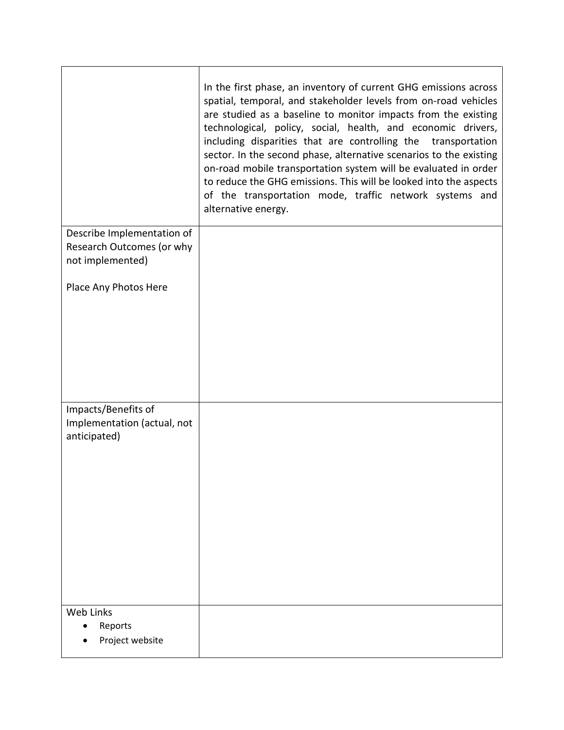| | |
|---|---|
| | In the first phase, an inventory of current GHG emissions across spatial, temporal, and stakeholder levels from on-road vehicles are studied as a baseline to monitor impacts from the existing technological, policy, social, health, and economic drivers, including disparities that are controlling the transportation sector. In the second phase, alternative scenarios to the existing on-road mobile transportation system will be evaluated in order to reduce the GHG emissions. This will be looked into the aspects of the transportation mode, traffic network systems and alternative energy. |
| Describe Implementation of Research Outcomes (or why not implemented)<br><br>Place Any Photos Here | |
| Impacts/Benefits of Implementation (actual, not anticipated) | |
| Web Links<br>• Reports<br>• Project website | |